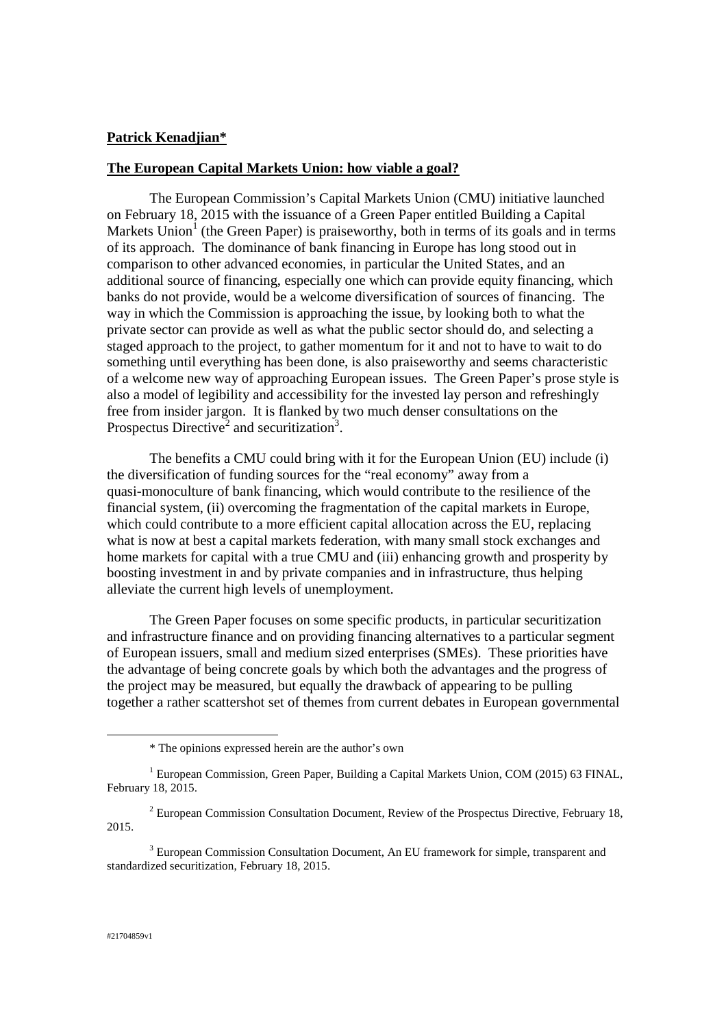**Patrick Kenadjian***

**The European Capital Markets Union: how viable a goal?**

The European Commission's Capital Markets Union (CMU) initiative launched on February 18, 2015 with the issuance of a Green Paper entitled Building a Capital Markets Union[1] (the Green Paper) is praiseworthy, both in terms of its goals and in terms of its approach. The dominance of bank financing in Europe has long stood out in comparison to other advanced economies, in particular the United States, and an additional source of financing, especially one which can provide equity financing, which banks do not provide, would be a welcome diversification of sources of financing. The way in which the Commission is approaching the issue, by looking both to what the private sector can provide as well as what the public sector should do, and selecting a staged approach to the project, to gather momentum for it and not to have to wait to do something until everything has been done, is also praiseworthy and seems characteristic of a welcome new way of approaching European issues. The Green Paper's prose style is also a model of legibility and accessibility for the invested lay person and refreshingly free from insider jargon. It is flanked by two much denser consultations on the Prospectus Directive[2] and securitization[3].

The benefits a CMU could bring with it for the European Union (EU) include (i) the diversification of funding sources for the "real economy" away from a quasi-monoculture of bank financing, which would contribute to the resilience of the financial system, (ii) overcoming the fragmentation of the capital markets in Europe, which could contribute to a more efficient capital allocation across the EU, replacing what is now at best a capital markets federation, with many small stock exchanges and home markets for capital with a true CMU and (iii) enhancing growth and prosperity by boosting investment in and by private companies and in infrastructure, thus helping alleviate the current high levels of unemployment.

The Green Paper focuses on some specific products, in particular securitization and infrastructure finance and on providing financing alternatives to a particular segment of European issuers, small and medium sized enterprises (SMEs). These priorities have the advantage of being concrete goals by which both the advantages and the progress of the project may be measured, but equally the drawback of appearing to be pulling together a rather scattershot set of themes from current debates in European governmental

---

\* The opinions expressed herein are the author's own

[1] European Commission, Green Paper, Building a Capital Markets Union, COM (2015) 63 FINAL, February 18, 2015.

[2] European Commission Consultation Document, Review of the Prospectus Directive, February 18, 2015.

[3] European Commission Consultation Document, An EU framework for simple, transparent and standardized securitization, February 18, 2015.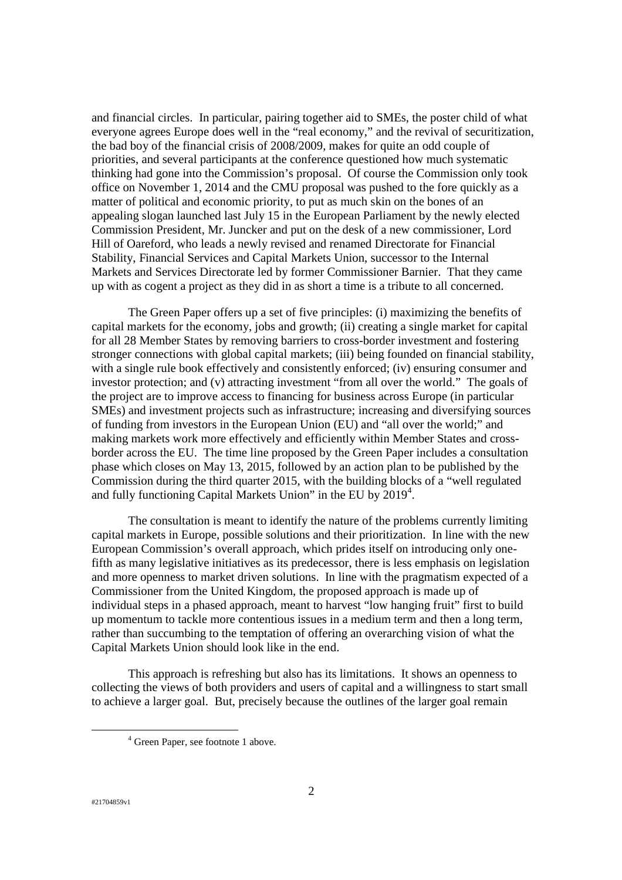and financial circles. In particular, pairing together aid to SMEs, the poster child of what everyone agrees Europe does well in the "real economy," and the revival of securitization, the bad boy of the financial crisis of 2008/2009, makes for quite an odd couple of priorities, and several participants at the conference questioned how much systematic thinking had gone into the Commission's proposal. Of course the Commission only took office on November 1, 2014 and the CMU proposal was pushed to the fore quickly as a matter of political and economic priority, to put as much skin on the bones of an appealing slogan launched last July 15 in the European Parliament by the newly elected Commission President, Mr. Juncker and put on the desk of a new commissioner, Lord Hill of Oareford, who leads a newly revised and renamed Directorate for Financial Stability, Financial Services and Capital Markets Union, successor to the Internal Markets and Services Directorate led by former Commissioner Barnier. That they came up with as cogent a project as they did in as short a time is a tribute to all concerned.

The Green Paper offers up a set of five principles: (i) maximizing the benefits of capital markets for the economy, jobs and growth; (ii) creating a single market for capital for all 28 Member States by removing barriers to cross-border investment and fostering stronger connections with global capital markets; (iii) being founded on financial stability, with a single rule book effectively and consistently enforced; (iv) ensuring consumer and investor protection; and (v) attracting investment "from all over the world." The goals of the project are to improve access to financing for business across Europe (in particular SMEs) and investment projects such as infrastructure; increasing and diversifying sources of funding from investors in the European Union (EU) and "all over the world;" and making markets work more effectively and efficiently within Member States and cross-border across the EU. The time line proposed by the Green Paper includes a consultation phase which closes on May 13, 2015, followed by an action plan to be published by the Commission during the third quarter 2015, with the building blocks of a "well regulated and fully functioning Capital Markets Union" in the EU by 2019[4].

The consultation is meant to identify the nature of the problems currently limiting capital markets in Europe, possible solutions and their prioritization. In line with the new European Commission's overall approach, which prides itself on introducing only one-fifth as many legislative initiatives as its predecessor, there is less emphasis on legislation and more openness to market driven solutions. In line with the pragmatism expected of a Commissioner from the United Kingdom, the proposed approach is made up of individual steps in a phased approach, meant to harvest "low hanging fruit" first to build up momentum to tackle more contentious issues in a medium term and then a long term, rather than succumbing to the temptation of offering an overarching vision of what the Capital Markets Union should look like in the end.

This approach is refreshing but also has its limitations. It shows an openness to collecting the views of both providers and users of capital and a willingness to start small to achieve a larger goal. But, precisely because the outlines of the larger goal remain

[4] Green Paper, see footnote 1 above.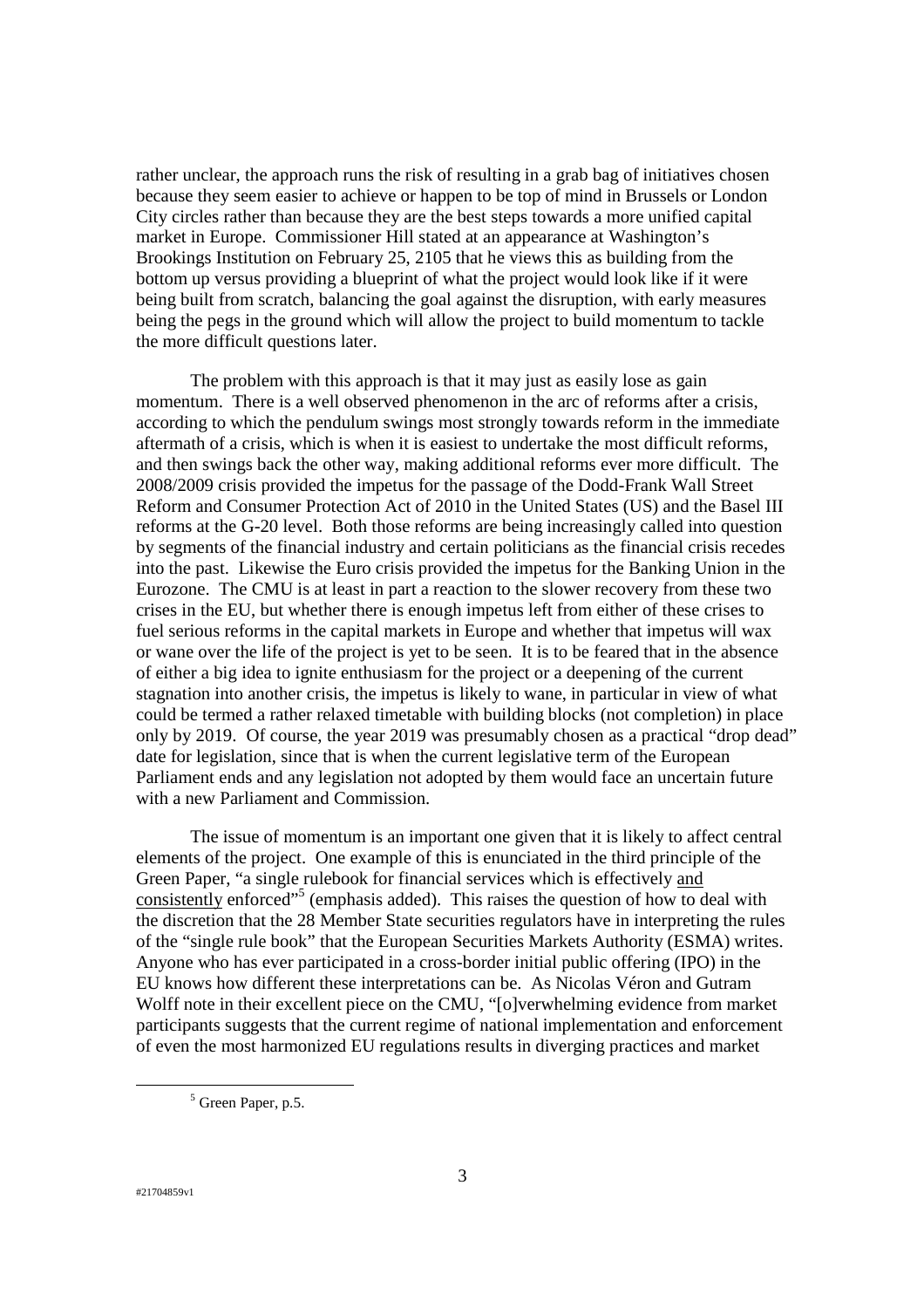rather unclear, the approach runs the risk of resulting in a grab bag of initiatives chosen because they seem easier to achieve or happen to be top of mind in Brussels or London City circles rather than because they are the best steps towards a more unified capital market in Europe. Commissioner Hill stated at an appearance at Washington's Brookings Institution on February 25, 2105 that he views this as building from the bottom up versus providing a blueprint of what the project would look like if it were being built from scratch, balancing the goal against the disruption, with early measures being the pegs in the ground which will allow the project to build momentum to tackle the more difficult questions later.

The problem with this approach is that it may just as easily lose as gain momentum. There is a well observed phenomenon in the arc of reforms after a crisis, according to which the pendulum swings most strongly towards reform in the immediate aftermath of a crisis, which is when it is easiest to undertake the most difficult reforms, and then swings back the other way, making additional reforms ever more difficult. The 2008/2009 crisis provided the impetus for the passage of the Dodd-Frank Wall Street Reform and Consumer Protection Act of 2010 in the United States (US) and the Basel III reforms at the G-20 level. Both those reforms are being increasingly called into question by segments of the financial industry and certain politicians as the financial crisis recedes into the past. Likewise the Euro crisis provided the impetus for the Banking Union in the Eurozone. The CMU is at least in part a reaction to the slower recovery from these two crises in the EU, but whether there is enough impetus left from either of these crises to fuel serious reforms in the capital markets in Europe and whether that impetus will wax or wane over the life of the project is yet to be seen. It is to be feared that in the absence of either a big idea to ignite enthusiasm for the project or a deepening of the current stagnation into another crisis, the impetus is likely to wane, in particular in view of what could be termed a rather relaxed timetable with building blocks (not completion) in place only by 2019. Of course, the year 2019 was presumably chosen as a practical "drop dead" date for legislation, since that is when the current legislative term of the European Parliament ends and any legislation not adopted by them would face an uncertain future with a new Parliament and Commission.

The issue of momentum is an important one given that it is likely to affect central elements of the project. One example of this is enunciated in the third principle of the Green Paper, "a single rulebook for financial services which is effectively <u>and consistently</u> enforced"[5] (emphasis added). This raises the question of how to deal with the discretion that the 28 Member State securities regulators have in interpreting the rules of the "single rule book" that the European Securities Markets Authority (ESMA) writes. Anyone who has ever participated in a cross-border initial public offering (IPO) in the EU knows how different these interpretations can be. As Nicolas Véron and Gutram Wolff note in their excellent piece on the CMU, "[o]verwhelming evidence from market participants suggests that the current regime of national implementation and enforcement of even the most harmonized EU regulations results in diverging practices and market

[5] Green Paper, p.5.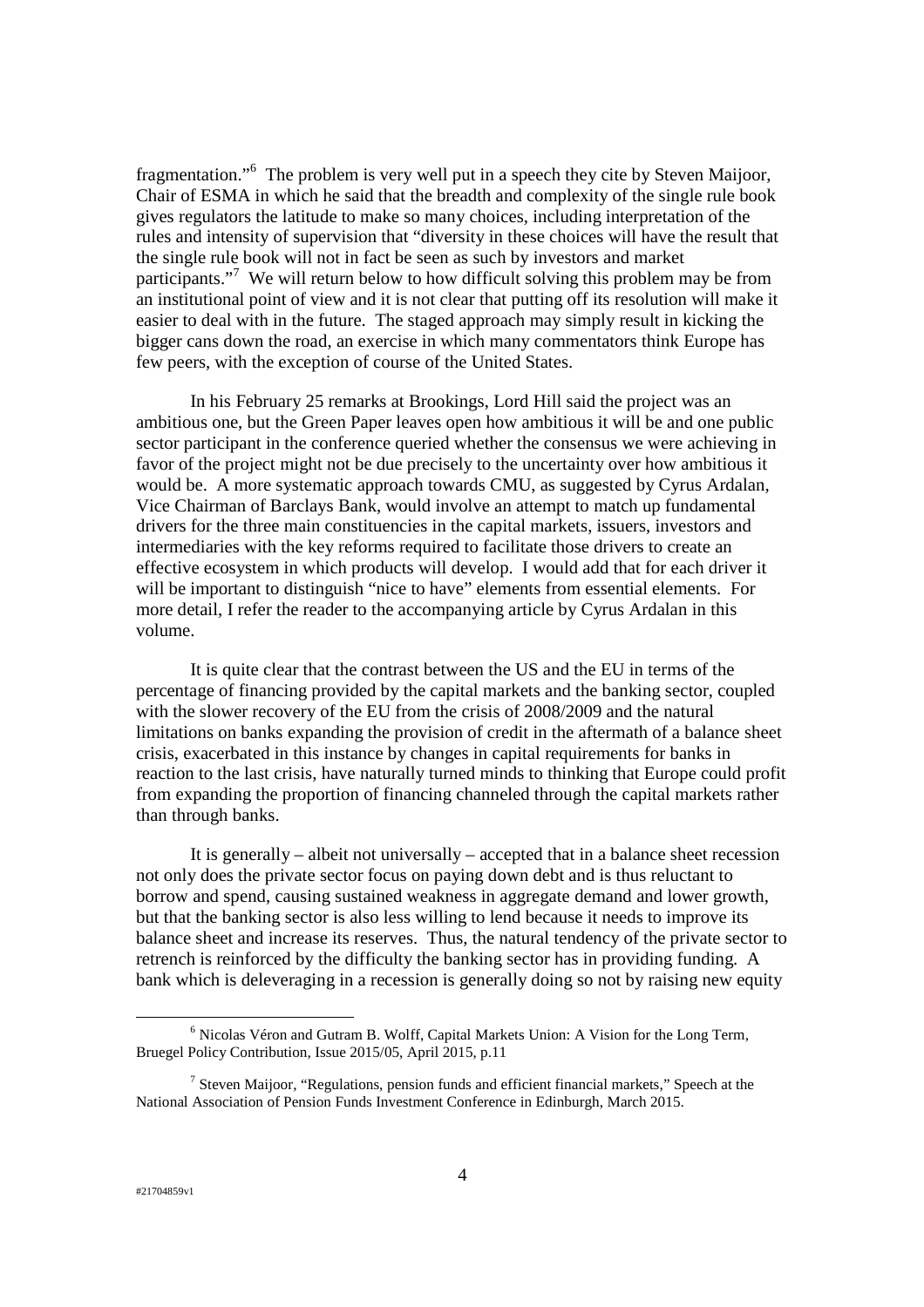fragmentation."[6] The problem is very well put in a speech they cite by Steven Maijoor, Chair of ESMA in which he said that the breadth and complexity of the single rule book gives regulators the latitude to make so many choices, including interpretation of the rules and intensity of supervision that "diversity in these choices will have the result that the single rule book will not in fact be seen as such by investors and market participants."[7] We will return below to how difficult solving this problem may be from an institutional point of view and it is not clear that putting off its resolution will make it easier to deal with in the future. The staged approach may simply result in kicking the bigger cans down the road, an exercise in which many commentators think Europe has few peers, with the exception of course of the United States.

In his February 25 remarks at Brookings, Lord Hill said the project was an ambitious one, but the Green Paper leaves open how ambitious it will be and one public sector participant in the conference queried whether the consensus we were achieving in favor of the project might not be due precisely to the uncertainty over how ambitious it would be. A more systematic approach towards CMU, as suggested by Cyrus Ardalan, Vice Chairman of Barclays Bank, would involve an attempt to match up fundamental drivers for the three main constituencies in the capital markets, issuers, investors and intermediaries with the key reforms required to facilitate those drivers to create an effective ecosystem in which products will develop. I would add that for each driver it will be important to distinguish "nice to have" elements from essential elements. For more detail, I refer the reader to the accompanying article by Cyrus Ardalan in this volume.

It is quite clear that the contrast between the US and the EU in terms of the percentage of financing provided by the capital markets and the banking sector, coupled with the slower recovery of the EU from the crisis of 2008/2009 and the natural limitations on banks expanding the provision of credit in the aftermath of a balance sheet crisis, exacerbated in this instance by changes in capital requirements for banks in reaction to the last crisis, have naturally turned minds to thinking that Europe could profit from expanding the proportion of financing channeled through the capital markets rather than through banks.

It is generally – albeit not universally – accepted that in a balance sheet recession not only does the private sector focus on paying down debt and is thus reluctant to borrow and spend, causing sustained weakness in aggregate demand and lower growth, but that the banking sector is also less willing to lend because it needs to improve its balance sheet and increase its reserves. Thus, the natural tendency of the private sector to retrench is reinforced by the difficulty the banking sector has in providing funding. A bank which is deleveraging in a recession is generally doing so not by raising new equity

---

[6] Nicolas Véron and Gutram B. Wolff, Capital Markets Union: A Vision for the Long Term, Bruegel Policy Contribution, Issue 2015/05, April 2015, p.11

[7] Steven Maijoor, "Regulations, pension funds and efficient financial markets," Speech at the National Association of Pension Funds Investment Conference in Edinburgh, March 2015.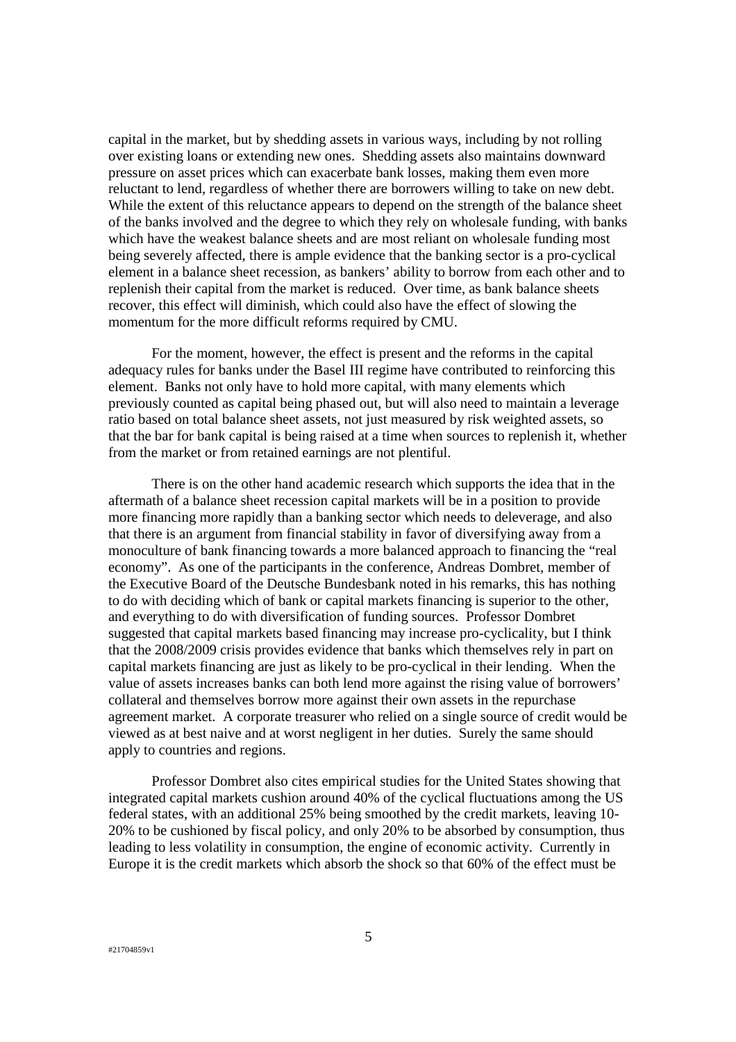capital in the market, but by shedding assets in various ways, including by not rolling over existing loans or extending new ones. Shedding assets also maintains downward pressure on asset prices which can exacerbate bank losses, making them even more reluctant to lend, regardless of whether there are borrowers willing to take on new debt. While the extent of this reluctance appears to depend on the strength of the balance sheet of the banks involved and the degree to which they rely on wholesale funding, with banks which have the weakest balance sheets and are most reliant on wholesale funding most being severely affected, there is ample evidence that the banking sector is a pro-cyclical element in a balance sheet recession, as bankers' ability to borrow from each other and to replenish their capital from the market is reduced. Over time, as bank balance sheets recover, this effect will diminish, which could also have the effect of slowing the momentum for the more difficult reforms required by CMU.

For the moment, however, the effect is present and the reforms in the capital adequacy rules for banks under the Basel III regime have contributed to reinforcing this element. Banks not only have to hold more capital, with many elements which previously counted as capital being phased out, but will also need to maintain a leverage ratio based on total balance sheet assets, not just measured by risk weighted assets, so that the bar for bank capital is being raised at a time when sources to replenish it, whether from the market or from retained earnings are not plentiful.

There is on the other hand academic research which supports the idea that in the aftermath of a balance sheet recession capital markets will be in a position to provide more financing more rapidly than a banking sector which needs to deleverage, and also that there is an argument from financial stability in favor of diversifying away from a monoculture of bank financing towards a more balanced approach to financing the "real economy". As one of the participants in the conference, Andreas Dombret, member of the Executive Board of the Deutsche Bundesbank noted in his remarks, this has nothing to do with deciding which of bank or capital markets financing is superior to the other, and everything to do with diversification of funding sources. Professor Dombret suggested that capital markets based financing may increase pro-cyclicality, but I think that the 2008/2009 crisis provides evidence that banks which themselves rely in part on capital markets financing are just as likely to be pro-cyclical in their lending. When the value of assets increases banks can both lend more against the rising value of borrowers' collateral and themselves borrow more against their own assets in the repurchase agreement market. A corporate treasurer who relied on a single source of credit would be viewed as at best naive and at worst negligent in her duties. Surely the same should apply to countries and regions.

Professor Dombret also cites empirical studies for the United States showing that integrated capital markets cushion around 40% of the cyclical fluctuations among the US federal states, with an additional 25% being smoothed by the credit markets, leaving 10-20% to be cushioned by fiscal policy, and only 20% to be absorbed by consumption, thus leading to less volatility in consumption, the engine of economic activity. Currently in Europe it is the credit markets which absorb the shock so that 60% of the effect must be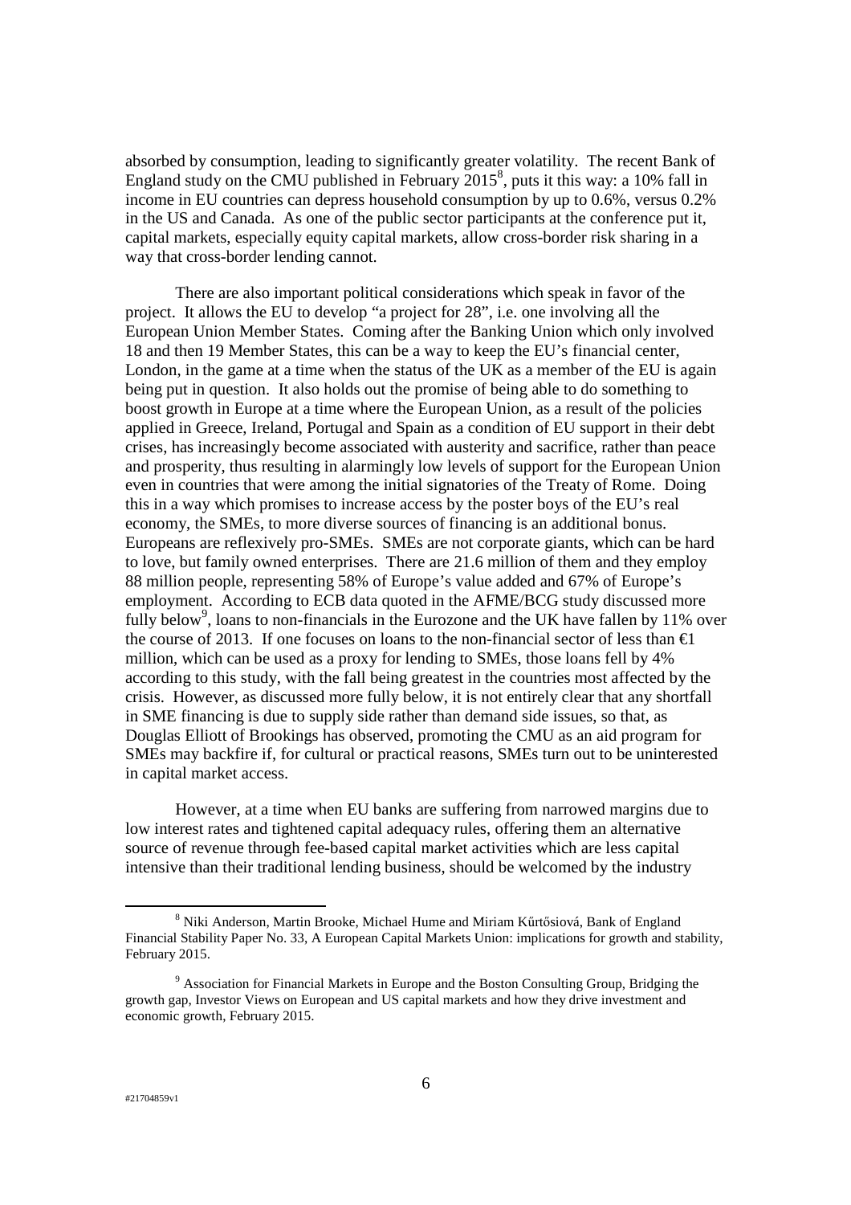absorbed by consumption, leading to significantly greater volatility. The recent Bank of England study on the CMU published in February 2015[8], puts it this way: a 10% fall in income in EU countries can depress household consumption by up to 0.6%, versus 0.2% in the US and Canada. As one of the public sector participants at the conference put it, capital markets, especially equity capital markets, allow cross-border risk sharing in a way that cross-border lending cannot.

There are also important political considerations which speak in favor of the project. It allows the EU to develop "a project for 28", i.e. one involving all the European Union Member States. Coming after the Banking Union which only involved 18 and then 19 Member States, this can be a way to keep the EU's financial center, London, in the game at a time when the status of the UK as a member of the EU is again being put in question. It also holds out the promise of being able to do something to boost growth in Europe at a time where the European Union, as a result of the policies applied in Greece, Ireland, Portugal and Spain as a condition of EU support in their debt crises, has increasingly become associated with austerity and sacrifice, rather than peace and prosperity, thus resulting in alarmingly low levels of support for the European Union even in countries that were among the initial signatories of the Treaty of Rome. Doing this in a way which promises to increase access by the poster boys of the EU's real economy, the SMEs, to more diverse sources of financing is an additional bonus. Europeans are reflexively pro-SMEs. SMEs are not corporate giants, which can be hard to love, but family owned enterprises. There are 21.6 million of them and they employ 88 million people, representing 58% of Europe's value added and 67% of Europe's employment. According to ECB data quoted in the AFME/BCG study discussed more fully below[9], loans to non-financials in the Eurozone and the UK have fallen by 11% over the course of 2013. If one focuses on loans to the non-financial sector of less than €1 million, which can be used as a proxy for lending to SMEs, those loans fell by 4% according to this study, with the fall being greatest in the countries most affected by the crisis. However, as discussed more fully below, it is not entirely clear that any shortfall in SME financing is due to supply side rather than demand side issues, so that, as Douglas Elliott of Brookings has observed, promoting the CMU as an aid program for SMEs may backfire if, for cultural or practical reasons, SMEs turn out to be uninterested in capital market access.

However, at a time when EU banks are suffering from narrowed margins due to low interest rates and tightened capital adequacy rules, offering them an alternative source of revenue through fee-based capital market activities which are less capital intensive than their traditional lending business, should be welcomed by the industry

---

[8] Niki Anderson, Martin Brooke, Michael Hume and Miriam Kűrtősiová, Bank of England Financial Stability Paper No. 33, A European Capital Markets Union: implications for growth and stability, February 2015.

[9] Association for Financial Markets in Europe and the Boston Consulting Group, Bridging the growth gap, Investor Views on European and US capital markets and how they drive investment and economic growth, February 2015.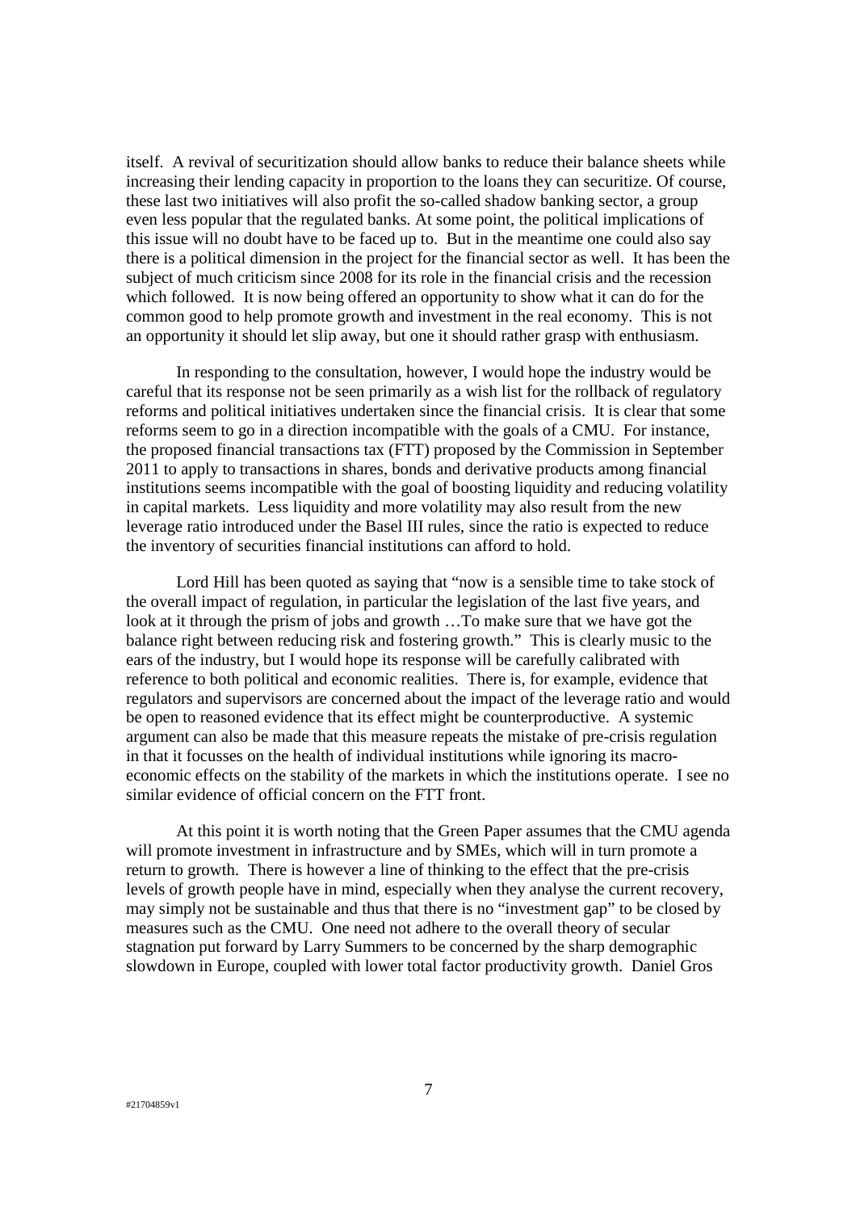itself. A revival of securitization should allow banks to reduce their balance sheets while increasing their lending capacity in proportion to the loans they can securitize. Of course, these last two initiatives will also profit the so-called shadow banking sector, a group even less popular that the regulated banks. At some point, the political implications of this issue will no doubt have to be faced up to. But in the meantime one could also say there is a political dimension in the project for the financial sector as well. It has been the subject of much criticism since 2008 for its role in the financial crisis and the recession which followed. It is now being offered an opportunity to show what it can do for the common good to help promote growth and investment in the real economy. This is not an opportunity it should let slip away, but one it should rather grasp with enthusiasm.

In responding to the consultation, however, I would hope the industry would be careful that its response not be seen primarily as a wish list for the rollback of regulatory reforms and political initiatives undertaken since the financial crisis. It is clear that some reforms seem to go in a direction incompatible with the goals of a CMU. For instance, the proposed financial transactions tax (FTT) proposed by the Commission in September 2011 to apply to transactions in shares, bonds and derivative products among financial institutions seems incompatible with the goal of boosting liquidity and reducing volatility in capital markets. Less liquidity and more volatility may also result from the new leverage ratio introduced under the Basel III rules, since the ratio is expected to reduce the inventory of securities financial institutions can afford to hold.

Lord Hill has been quoted as saying that "now is a sensible time to take stock of the overall impact of regulation, in particular the legislation of the last five years, and look at it through the prism of jobs and growth …To make sure that we have got the balance right between reducing risk and fostering growth." This is clearly music to the ears of the industry, but I would hope its response will be carefully calibrated with reference to both political and economic realities. There is, for example, evidence that regulators and supervisors are concerned about the impact of the leverage ratio and would be open to reasoned evidence that its effect might be counterproductive. A systemic argument can also be made that this measure repeats the mistake of pre-crisis regulation in that it focusses on the health of individual institutions while ignoring its macro-economic effects on the stability of the markets in which the institutions operate. I see no similar evidence of official concern on the FTT front.

At this point it is worth noting that the Green Paper assumes that the CMU agenda will promote investment in infrastructure and by SMEs, which will in turn promote a return to growth. There is however a line of thinking to the effect that the pre-crisis levels of growth people have in mind, especially when they analyse the current recovery, may simply not be sustainable and thus that there is no "investment gap" to be closed by measures such as the CMU. One need not adhere to the overall theory of secular stagnation put forward by Larry Summers to be concerned by the sharp demographic slowdown in Europe, coupled with lower total factor productivity growth. Daniel Gros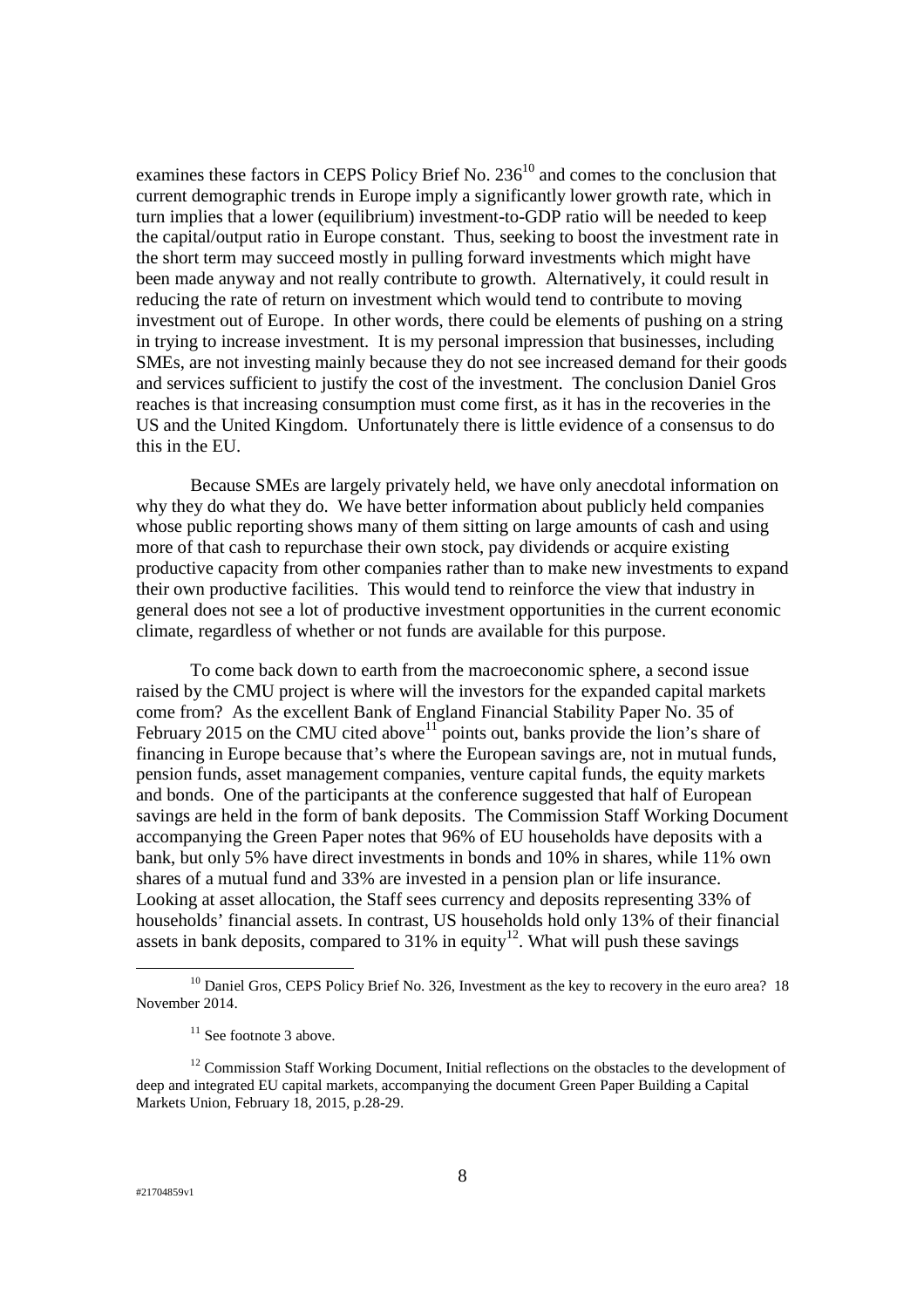examines these factors in CEPS Policy Brief No. 236[10] and comes to the conclusion that current demographic trends in Europe imply a significantly lower growth rate, which in turn implies that a lower (equilibrium) investment-to-GDP ratio will be needed to keep the capital/output ratio in Europe constant. Thus, seeking to boost the investment rate in the short term may succeed mostly in pulling forward investments which might have been made anyway and not really contribute to growth. Alternatively, it could result in reducing the rate of return on investment which would tend to contribute to moving investment out of Europe. In other words, there could be elements of pushing on a string in trying to increase investment. It is my personal impression that businesses, including SMEs, are not investing mainly because they do not see increased demand for their goods and services sufficient to justify the cost of the investment. The conclusion Daniel Gros reaches is that increasing consumption must come first, as it has in the recoveries in the US and the United Kingdom. Unfortunately there is little evidence of a consensus to do this in the EU.

Because SMEs are largely privately held, we have only anecdotal information on why they do what they do. We have better information about publicly held companies whose public reporting shows many of them sitting on large amounts of cash and using more of that cash to repurchase their own stock, pay dividends or acquire existing productive capacity from other companies rather than to make new investments to expand their own productive facilities. This would tend to reinforce the view that industry in general does not see a lot of productive investment opportunities in the current economic climate, regardless of whether or not funds are available for this purpose.

To come back down to earth from the macroeconomic sphere, a second issue raised by the CMU project is where will the investors for the expanded capital markets come from? As the excellent Bank of England Financial Stability Paper No. 35 of February 2015 on the CMU cited above[11] points out, banks provide the lion's share of financing in Europe because that's where the European savings are, not in mutual funds, pension funds, asset management companies, venture capital funds, the equity markets and bonds. One of the participants at the conference suggested that half of European savings are held in the form of bank deposits. The Commission Staff Working Document accompanying the Green Paper notes that 96% of EU households have deposits with a bank, but only 5% have direct investments in bonds and 10% in shares, while 11% own shares of a mutual fund and 33% are invested in a pension plan or life insurance. Looking at asset allocation, the Staff sees currency and deposits representing 33% of households' financial assets. In contrast, US households hold only 13% of their financial assets in bank deposits, compared to 31% in equity[12]. What will push these savings

---

[10] Daniel Gros, CEPS Policy Brief No. 326, Investment as the key to recovery in the euro area? 18 November 2014.

[11] See footnote 3 above.

[12] Commission Staff Working Document, Initial reflections on the obstacles to the development of deep and integrated EU capital markets, accompanying the document Green Paper Building a Capital Markets Union, February 18, 2015, p.28-29.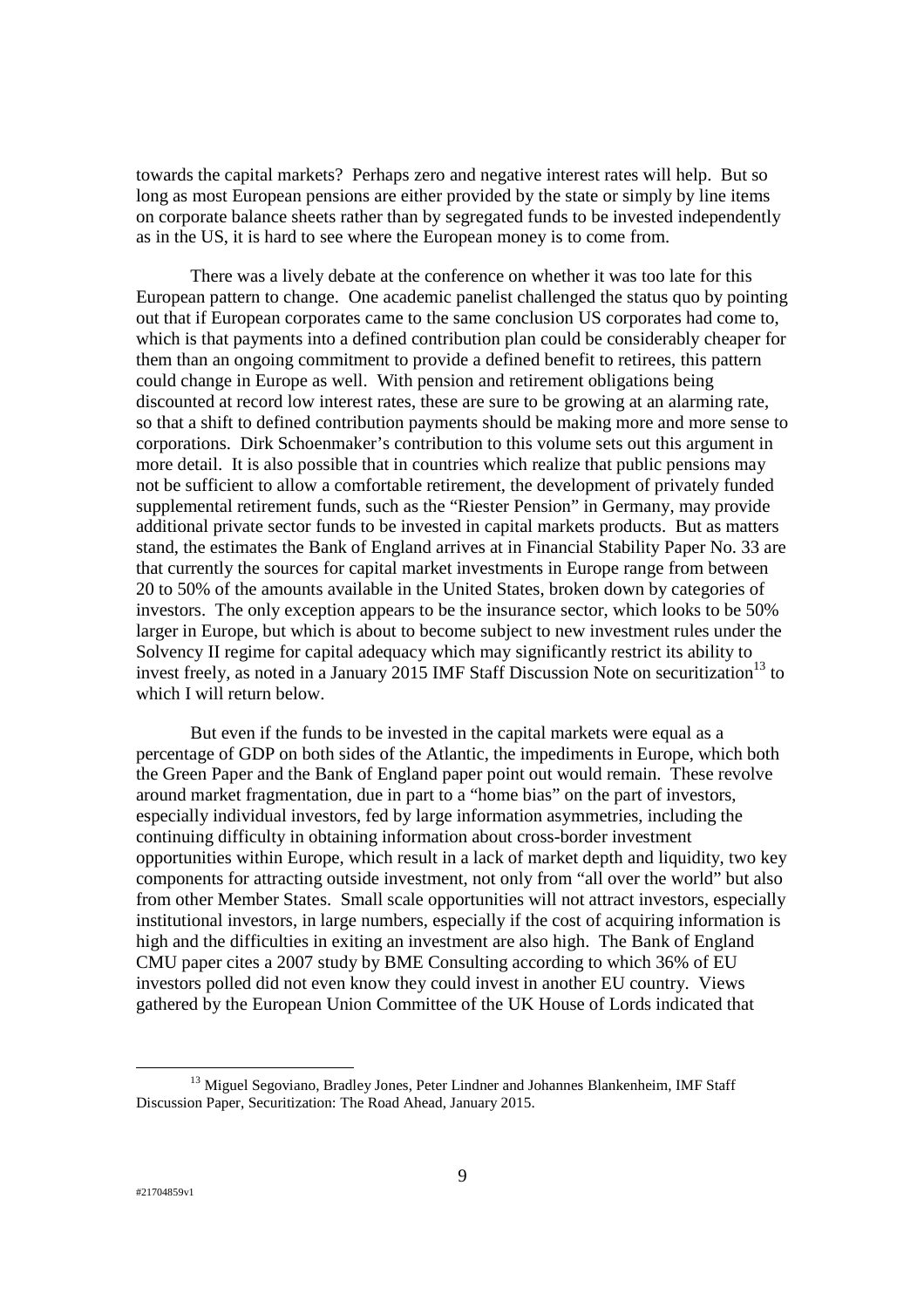towards the capital markets? Perhaps zero and negative interest rates will help. But so long as most European pensions are either provided by the state or simply by line items on corporate balance sheets rather than by segregated funds to be invested independently as in the US, it is hard to see where the European money is to come from.

There was a lively debate at the conference on whether it was too late for this European pattern to change. One academic panelist challenged the status quo by pointing out that if European corporates came to the same conclusion US corporates had come to, which is that payments into a defined contribution plan could be considerably cheaper for them than an ongoing commitment to provide a defined benefit to retirees, this pattern could change in Europe as well. With pension and retirement obligations being discounted at record low interest rates, these are sure to be growing at an alarming rate, so that a shift to defined contribution payments should be making more and more sense to corporations. Dirk Schoenmaker's contribution to this volume sets out this argument in more detail. It is also possible that in countries which realize that public pensions may not be sufficient to allow a comfortable retirement, the development of privately funded supplemental retirement funds, such as the "Riester Pension" in Germany, may provide additional private sector funds to be invested in capital markets products. But as matters stand, the estimates the Bank of England arrives at in Financial Stability Paper No. 33 are that currently the sources for capital market investments in Europe range from between 20 to 50% of the amounts available in the United States, broken down by categories of investors. The only exception appears to be the insurance sector, which looks to be 50% larger in Europe, but which is about to become subject to new investment rules under the Solvency II regime for capital adequacy which may significantly restrict its ability to invest freely, as noted in a January 2015 IMF Staff Discussion Note on securitization[13] to which I will return below.

But even if the funds to be invested in the capital markets were equal as a percentage of GDP on both sides of the Atlantic, the impediments in Europe, which both the Green Paper and the Bank of England paper point out would remain. These revolve around market fragmentation, due in part to a "home bias" on the part of investors, especially individual investors, fed by large information asymmetries, including the continuing difficulty in obtaining information about cross-border investment opportunities within Europe, which result in a lack of market depth and liquidity, two key components for attracting outside investment, not only from "all over the world" but also from other Member States. Small scale opportunities will not attract investors, especially institutional investors, in large numbers, especially if the cost of acquiring information is high and the difficulties in exiting an investment are also high. The Bank of England CMU paper cites a 2007 study by BME Consulting according to which 36% of EU investors polled did not even know they could invest in another EU country. Views gathered by the European Union Committee of the UK House of Lords indicated that

[13] Miguel Segoviano, Bradley Jones, Peter Lindner and Johannes Blankenheim, IMF Staff Discussion Paper, Securitization: The Road Ahead, January 2015.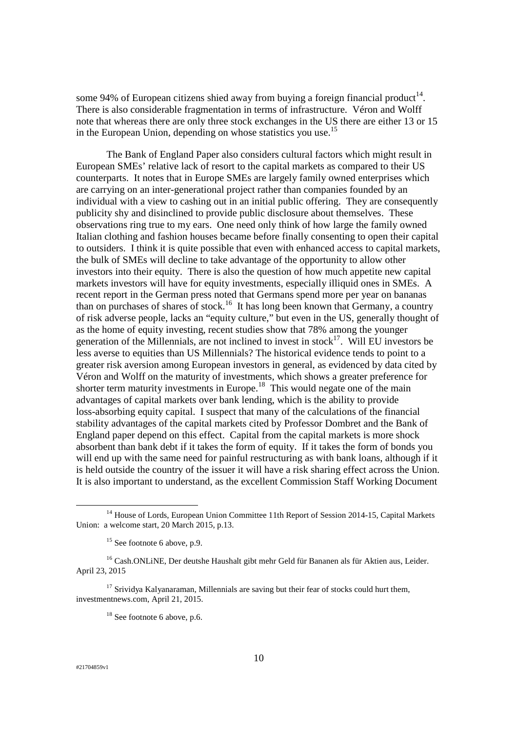some 94% of European citizens shied away from buying a foreign financial product[14]. There is also considerable fragmentation in terms of infrastructure. Véron and Wolff note that whereas there are only three stock exchanges in the US there are either 13 or 15 in the European Union, depending on whose statistics you use.[15]

The Bank of England Paper also considers cultural factors which might result in European SMEs' relative lack of resort to the capital markets as compared to their US counterparts. It notes that in Europe SMEs are largely family owned enterprises which are carrying on an inter-generational project rather than companies founded by an individual with a view to cashing out in an initial public offering. They are consequently publicity shy and disinclined to provide public disclosure about themselves. These observations ring true to my ears. One need only think of how large the family owned Italian clothing and fashion houses became before finally consenting to open their capital to outsiders. I think it is quite possible that even with enhanced access to capital markets, the bulk of SMEs will decline to take advantage of the opportunity to allow other investors into their equity. There is also the question of how much appetite new capital markets investors will have for equity investments, especially illiquid ones in SMEs. A recent report in the German press noted that Germans spend more per year on bananas than on purchases of shares of stock.[16] It has long been known that Germany, a country of risk adverse people, lacks an "equity culture," but even in the US, generally thought of as the home of equity investing, recent studies show that 78% among the younger generation of the Millennials, are not inclined to invest in stock[17]. Will EU investors be less averse to equities than US Millennials? The historical evidence tends to point to a greater risk aversion among European investors in general, as evidenced by data cited by Véron and Wolff on the maturity of investments, which shows a greater preference for shorter term maturity investments in Europe.[18] This would negate one of the main advantages of capital markets over bank lending, which is the ability to provide loss-absorbing equity capital. I suspect that many of the calculations of the financial stability advantages of the capital markets cited by Professor Dombret and the Bank of England paper depend on this effect. Capital from the capital markets is more shock absorbent than bank debt if it takes the form of equity. If it takes the form of bonds you will end up with the same need for painful restructuring as with bank loans, although if it is held outside the country of the issuer it will have a risk sharing effect across the Union. It is also important to understand, as the excellent Commission Staff Working Document

---

[14] House of Lords, European Union Committee 11th Report of Session 2014-15, Capital Markets Union: a welcome start, 20 March 2015, p.13.

[15] See footnote 6 above, p.9.

[16] Cash.ONLiNE, Der deutshe Haushalt gibt mehr Geld für Bananen als für Aktien aus, Leider. April 23, 2015

[17] Srividya Kalyanaraman, Millennials are saving but their fear of stocks could hurt them, investmentnews.com, April 21, 2015.

[18] See footnote 6 above, p.6.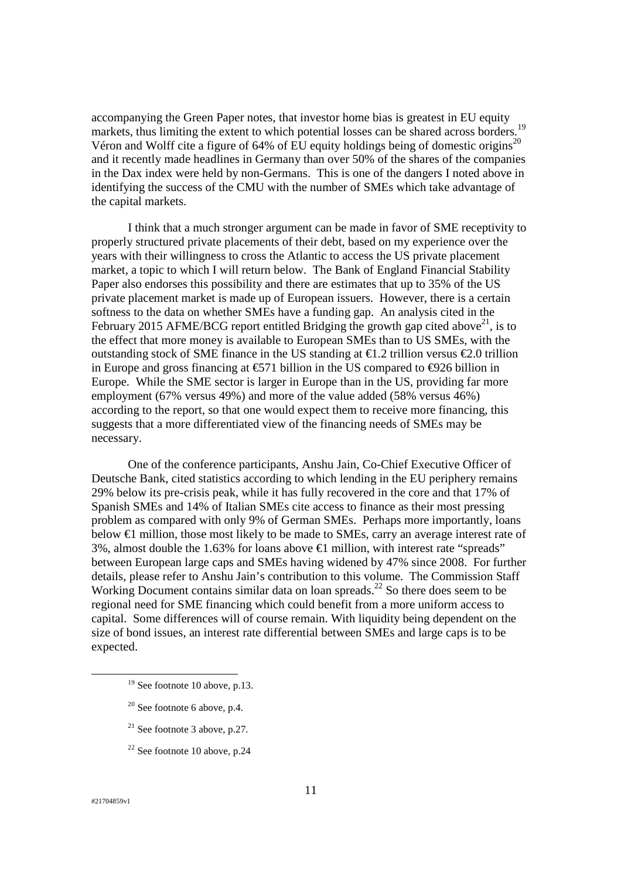accompanying the Green Paper notes, that investor home bias is greatest in EU equity markets, thus limiting the extent to which potential losses can be shared across borders.[19] Véron and Wolff cite a figure of 64% of EU equity holdings being of domestic origins[20] and it recently made headlines in Germany than over 50% of the shares of the companies in the Dax index were held by non-Germans. This is one of the dangers I noted above in identifying the success of the CMU with the number of SMEs which take advantage of the capital markets.

I think that a much stronger argument can be made in favor of SME receptivity to properly structured private placements of their debt, based on my experience over the years with their willingness to cross the Atlantic to access the US private placement market, a topic to which I will return below. The Bank of England Financial Stability Paper also endorses this possibility and there are estimates that up to 35% of the US private placement market is made up of European issuers. However, there is a certain softness to the data on whether SMEs have a funding gap. An analysis cited in the February 2015 AFME/BCG report entitled Bridging the growth gap cited above[21], is to the effect that more money is available to European SMEs than to US SMEs, with the outstanding stock of SME finance in the US standing at €1.2 trillion versus €2.0 trillion in Europe and gross financing at €571 billion in the US compared to €926 billion in Europe. While the SME sector is larger in Europe than in the US, providing far more employment (67% versus 49%) and more of the value added (58% versus 46%) according to the report, so that one would expect them to receive more financing, this suggests that a more differentiated view of the financing needs of SMEs may be necessary.

One of the conference participants, Anshu Jain, Co-Chief Executive Officer of Deutsche Bank, cited statistics according to which lending in the EU periphery remains 29% below its pre-crisis peak, while it has fully recovered in the core and that 17% of Spanish SMEs and 14% of Italian SMEs cite access to finance as their most pressing problem as compared with only 9% of German SMEs. Perhaps more importantly, loans below €1 million, those most likely to be made to SMEs, carry an average interest rate of 3%, almost double the 1.63% for loans above €1 million, with interest rate "spreads" between European large caps and SMEs having widened by 47% since 2008. For further details, please refer to Anshu Jain's contribution to this volume. The Commission Staff Working Document contains similar data on loan spreads.[22] So there does seem to be regional need for SME financing which could benefit from a more uniform access to capital. Some differences will of course remain. With liquidity being dependent on the size of bond issues, an interest rate differential between SMEs and large caps is to be expected.

[19] See footnote 10 above, p.13.

[20] See footnote 6 above, p.4.

[21] See footnote 3 above, p.27.

[22] See footnote 10 above, p.24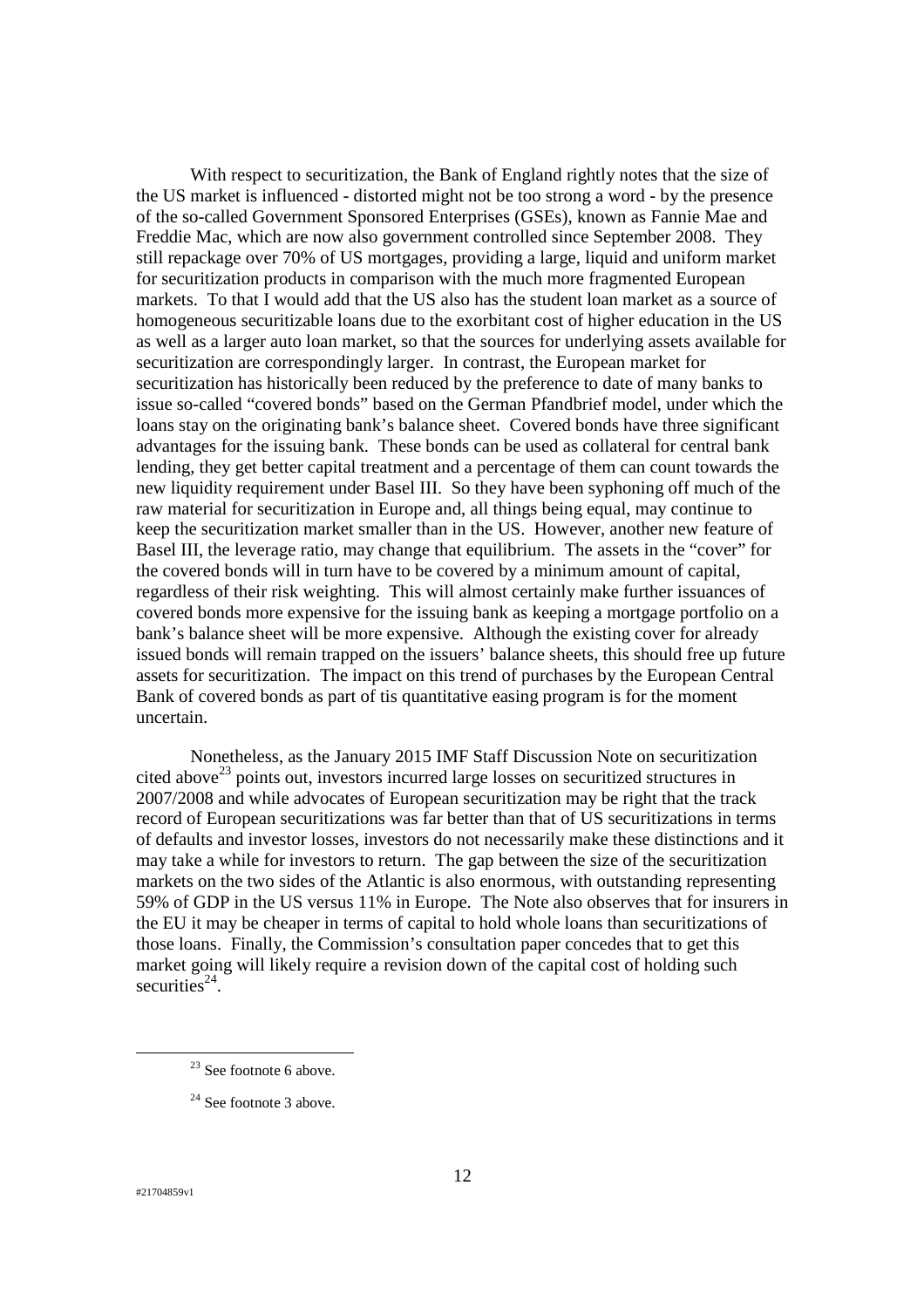With respect to securitization, the Bank of England rightly notes that the size of the US market is influenced - distorted might not be too strong a word - by the presence of the so-called Government Sponsored Enterprises (GSEs), known as Fannie Mae and Freddie Mac, which are now also government controlled since September 2008. They still repackage over 70% of US mortgages, providing a large, liquid and uniform market for securitization products in comparison with the much more fragmented European markets. To that I would add that the US also has the student loan market as a source of homogeneous securitizable loans due to the exorbitant cost of higher education in the US as well as a larger auto loan market, so that the sources for underlying assets available for securitization are correspondingly larger. In contrast, the European market for securitization has historically been reduced by the preference to date of many banks to issue so-called "covered bonds" based on the German Pfandbrief model, under which the loans stay on the originating bank's balance sheet. Covered bonds have three significant advantages for the issuing bank. These bonds can be used as collateral for central bank lending, they get better capital treatment and a percentage of them can count towards the new liquidity requirement under Basel III. So they have been syphoning off much of the raw material for securitization in Europe and, all things being equal, may continue to keep the securitization market smaller than in the US. However, another new feature of Basel III, the leverage ratio, may change that equilibrium. The assets in the "cover" for the covered bonds will in turn have to be covered by a minimum amount of capital, regardless of their risk weighting. This will almost certainly make further issuances of covered bonds more expensive for the issuing bank as keeping a mortgage portfolio on a bank's balance sheet will be more expensive. Although the existing cover for already issued bonds will remain trapped on the issuers' balance sheets, this should free up future assets for securitization. The impact on this trend of purchases by the European Central Bank of covered bonds as part of tis quantitative easing program is for the moment uncertain.

Nonetheless, as the January 2015 IMF Staff Discussion Note on securitization cited above[23] points out, investors incurred large losses on securitized structures in 2007/2008 and while advocates of European securitization may be right that the track record of European securitizations was far better than that of US securitizations in terms of defaults and investor losses, investors do not necessarily make these distinctions and it may take a while for investors to return. The gap between the size of the securitization markets on the two sides of the Atlantic is also enormous, with outstanding representing 59% of GDP in the US versus 11% in Europe. The Note also observes that for insurers in the EU it may be cheaper in terms of capital to hold whole loans than securitizations of those loans. Finally, the Commission's consultation paper concedes that to get this market going will likely require a revision down of the capital cost of holding such securities[24].

[23] See footnote 6 above.

[24] See footnote 3 above.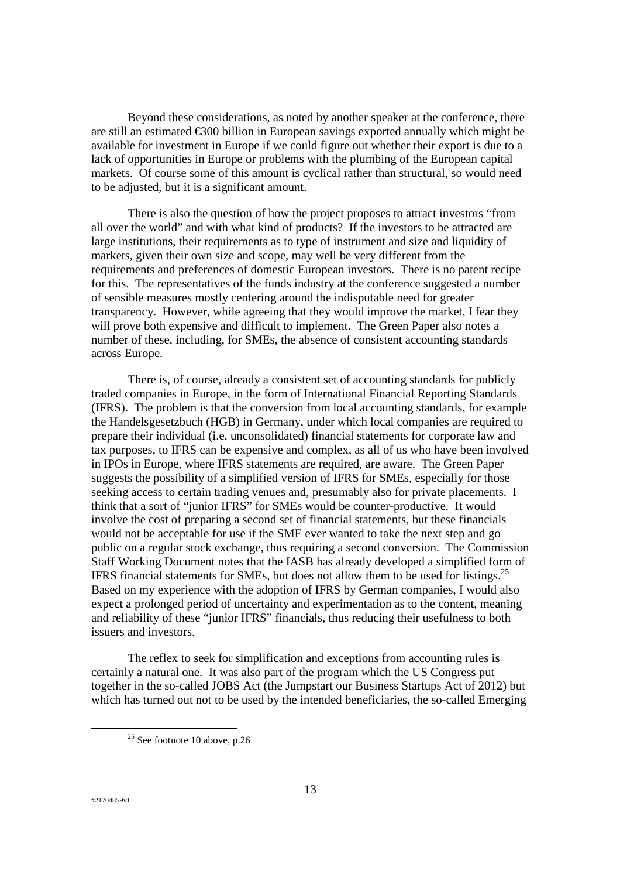Beyond these considerations, as noted by another speaker at the conference, there are still an estimated €300 billion in European savings exported annually which might be available for investment in Europe if we could figure out whether their export is due to a lack of opportunities in Europe or problems with the plumbing of the European capital markets. Of course some of this amount is cyclical rather than structural, so would need to be adjusted, but it is a significant amount.

There is also the question of how the project proposes to attract investors "from all over the world" and with what kind of products? If the investors to be attracted are large institutions, their requirements as to type of instrument and size and liquidity of markets, given their own size and scope, may well be very different from the requirements and preferences of domestic European investors. There is no patent recipe for this. The representatives of the funds industry at the conference suggested a number of sensible measures mostly centering around the indisputable need for greater transparency. However, while agreeing that they would improve the market, I fear they will prove both expensive and difficult to implement. The Green Paper also notes a number of these, including, for SMEs, the absence of consistent accounting standards across Europe.

There is, of course, already a consistent set of accounting standards for publicly traded companies in Europe, in the form of International Financial Reporting Standards (IFRS). The problem is that the conversion from local accounting standards, for example the Handelsgesetzbuch (HGB) in Germany, under which local companies are required to prepare their individual (i.e. unconsolidated) financial statements for corporate law and tax purposes, to IFRS can be expensive and complex, as all of us who have been involved in IPOs in Europe, where IFRS statements are required, are aware. The Green Paper suggests the possibility of a simplified version of IFRS for SMEs, especially for those seeking access to certain trading venues and, presumably also for private placements. I think that a sort of "junior IFRS" for SMEs would be counter-productive. It would involve the cost of preparing a second set of financial statements, but these financials would not be acceptable for use if the SME ever wanted to take the next step and go public on a regular stock exchange, thus requiring a second conversion. The Commission Staff Working Document notes that the IASB has already developed a simplified form of IFRS financial statements for SMEs, but does not allow them to be used for listings.[25] Based on my experience with the adoption of IFRS by German companies, I would also expect a prolonged period of uncertainty and experimentation as to the content, meaning and reliability of these "junior IFRS" financials, thus reducing their usefulness to both issuers and investors.

The reflex to seek for simplification and exceptions from accounting rules is certainly a natural one. It was also part of the program which the US Congress put together in the so-called JOBS Act (the Jumpstart our Business Startups Act of 2012) but which has turned out not to be used by the intended beneficiaries, the so-called Emerging

[25] See footnote 10 above, p.26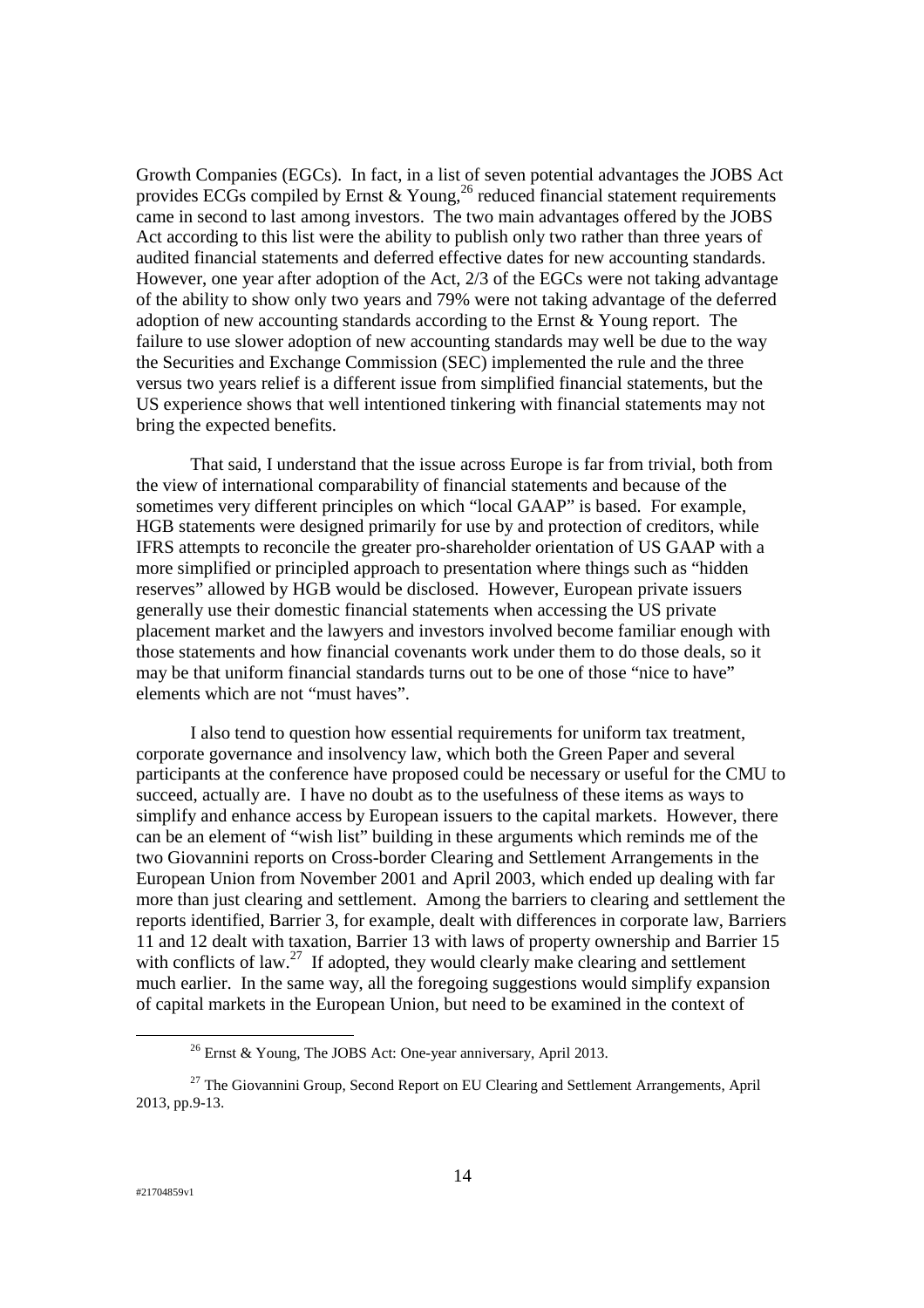Growth Companies (EGCs). In fact, in a list of seven potential advantages the JOBS Act provides ECGs compiled by Ernst & Young,[26] reduced financial statement requirements came in second to last among investors. The two main advantages offered by the JOBS Act according to this list were the ability to publish only two rather than three years of audited financial statements and deferred effective dates for new accounting standards. However, one year after adoption of the Act, 2/3 of the EGCs were not taking advantage of the ability to show only two years and 79% were not taking advantage of the deferred adoption of new accounting standards according to the Ernst & Young report. The failure to use slower adoption of new accounting standards may well be due to the way the Securities and Exchange Commission (SEC) implemented the rule and the three versus two years relief is a different issue from simplified financial statements, but the US experience shows that well intentioned tinkering with financial statements may not bring the expected benefits.

That said, I understand that the issue across Europe is far from trivial, both from the view of international comparability of financial statements and because of the sometimes very different principles on which "local GAAP" is based. For example, HGB statements were designed primarily for use by and protection of creditors, while IFRS attempts to reconcile the greater pro-shareholder orientation of US GAAP with a more simplified or principled approach to presentation where things such as "hidden reserves" allowed by HGB would be disclosed. However, European private issuers generally use their domestic financial statements when accessing the US private placement market and the lawyers and investors involved become familiar enough with those statements and how financial covenants work under them to do those deals, so it may be that uniform financial standards turns out to be one of those "nice to have" elements which are not "must haves".

I also tend to question how essential requirements for uniform tax treatment, corporate governance and insolvency law, which both the Green Paper and several participants at the conference have proposed could be necessary or useful for the CMU to succeed, actually are. I have no doubt as to the usefulness of these items as ways to simplify and enhance access by European issuers to the capital markets. However, there can be an element of "wish list" building in these arguments which reminds me of the two Giovannini reports on Cross-border Clearing and Settlement Arrangements in the European Union from November 2001 and April 2003, which ended up dealing with far more than just clearing and settlement. Among the barriers to clearing and settlement the reports identified, Barrier 3, for example, dealt with differences in corporate law, Barriers 11 and 12 dealt with taxation, Barrier 13 with laws of property ownership and Barrier 15 with conflicts of law.[27] If adopted, they would clearly make clearing and settlement much earlier. In the same way, all the foregoing suggestions would simplify expansion of capital markets in the European Union, but need to be examined in the context of

[26] Ernst & Young, The JOBS Act: One-year anniversary, April 2013.

[27] The Giovannini Group, Second Report on EU Clearing and Settlement Arrangements, April 2013, pp.9-13.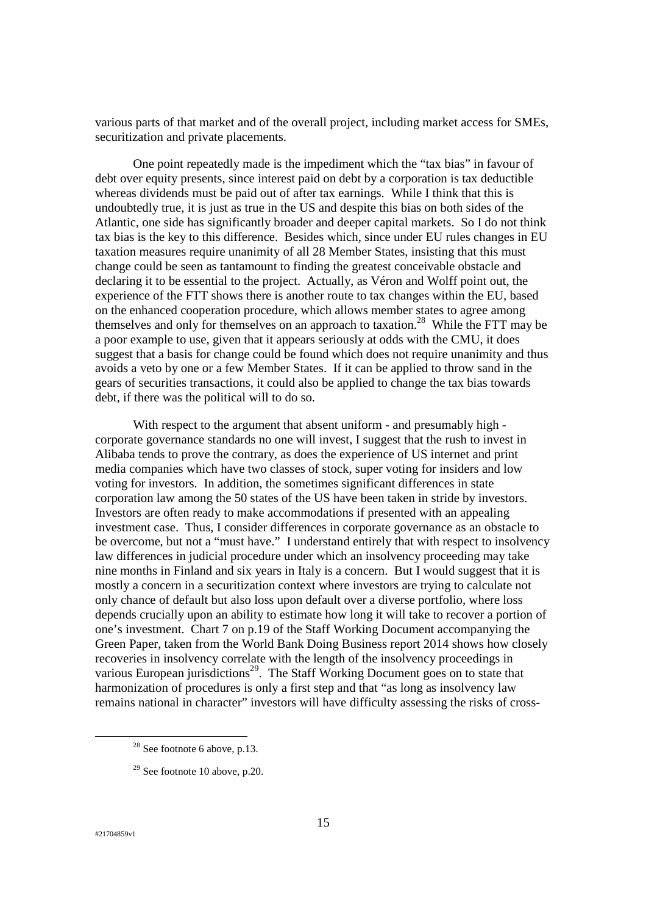various parts of that market and of the overall project, including market access for SMEs, securitization and private placements.

One point repeatedly made is the impediment which the "tax bias" in favour of debt over equity presents, since interest paid on debt by a corporation is tax deductible whereas dividends must be paid out of after tax earnings. While I think that this is undoubtedly true, it is just as true in the US and despite this bias on both sides of the Atlantic, one side has significantly broader and deeper capital markets. So I do not think tax bias is the key to this difference. Besides which, since under EU rules changes in EU taxation measures require unanimity of all 28 Member States, insisting that this must change could be seen as tantamount to finding the greatest conceivable obstacle and declaring it to be essential to the project. Actually, as Véron and Wolff point out, the experience of the FTT shows there is another route to tax changes within the EU, based on the enhanced cooperation procedure, which allows member states to agree among themselves and only for themselves on an approach to taxation.[28] While the FTT may be a poor example to use, given that it appears seriously at odds with the CMU, it does suggest that a basis for change could be found which does not require unanimity and thus avoids a veto by one or a few Member States. If it can be applied to throw sand in the gears of securities transactions, it could also be applied to change the tax bias towards debt, if there was the political will to do so.

With respect to the argument that absent uniform - and presumably high - corporate governance standards no one will invest, I suggest that the rush to invest in Alibaba tends to prove the contrary, as does the experience of US internet and print media companies which have two classes of stock, super voting for insiders and low voting for investors. In addition, the sometimes significant differences in state corporation law among the 50 states of the US have been taken in stride by investors. Investors are often ready to make accommodations if presented with an appealing investment case. Thus, I consider differences in corporate governance as an obstacle to be overcome, but not a "must have." I understand entirely that with respect to insolvency law differences in judicial procedure under which an insolvency proceeding may take nine months in Finland and six years in Italy is a concern. But I would suggest that it is mostly a concern in a securitization context where investors are trying to calculate not only chance of default but also loss upon default over a diverse portfolio, where loss depends crucially upon an ability to estimate how long it will take to recover a portion of one's investment. Chart 7 on p.19 of the Staff Working Document accompanying the Green Paper, taken from the World Bank Doing Business report 2014 shows how closely recoveries in insolvency correlate with the length of the insolvency proceedings in various European jurisdictions[29]. The Staff Working Document goes on to state that harmonization of procedures is only a first step and that "as long as insolvency law remains national in character" investors will have difficulty assessing the risks of cross-

[28] See footnote 6 above, p.13.

[29] See footnote 10 above, p.20.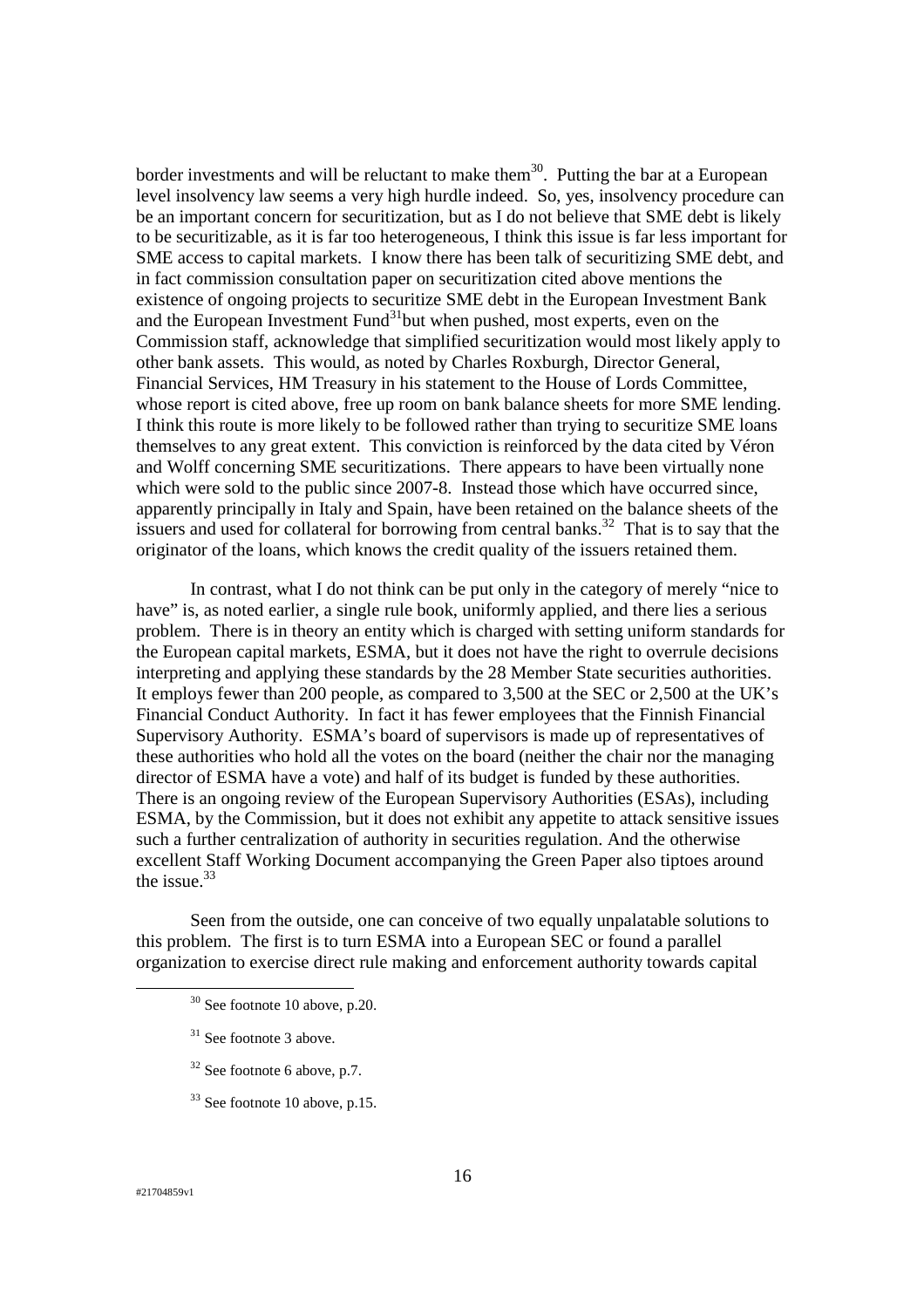border investments and will be reluctant to make them[30]. Putting the bar at a European level insolvency law seems a very high hurdle indeed. So, yes, insolvency procedure can be an important concern for securitization, but as I do not believe that SME debt is likely to be securitizable, as it is far too heterogeneous, I think this issue is far less important for SME access to capital markets. I know there has been talk of securitizing SME debt, and in fact commission consultation paper on securitization cited above mentions the existence of ongoing projects to securitize SME debt in the European Investment Bank and the European Investment Fund[31]but when pushed, most experts, even on the Commission staff, acknowledge that simplified securitization would most likely apply to other bank assets. This would, as noted by Charles Roxburgh, Director General, Financial Services, HM Treasury in his statement to the House of Lords Committee, whose report is cited above, free up room on bank balance sheets for more SME lending. I think this route is more likely to be followed rather than trying to securitize SME loans themselves to any great extent. This conviction is reinforced by the data cited by Véron and Wolff concerning SME securitizations. There appears to have been virtually none which were sold to the public since 2007-8. Instead those which have occurred since, apparently principally in Italy and Spain, have been retained on the balance sheets of the issuers and used for collateral for borrowing from central banks.[32] That is to say that the originator of the loans, which knows the credit quality of the issuers retained them.

In contrast, what I do not think can be put only in the category of merely "nice to have" is, as noted earlier, a single rule book, uniformly applied, and there lies a serious problem. There is in theory an entity which is charged with setting uniform standards for the European capital markets, ESMA, but it does not have the right to overrule decisions interpreting and applying these standards by the 28 Member State securities authorities. It employs fewer than 200 people, as compared to 3,500 at the SEC or 2,500 at the UK's Financial Conduct Authority. In fact it has fewer employees that the Finnish Financial Supervisory Authority. ESMA's board of supervisors is made up of representatives of these authorities who hold all the votes on the board (neither the chair nor the managing director of ESMA have a vote) and half of its budget is funded by these authorities. There is an ongoing review of the European Supervisory Authorities (ESAs), including ESMA, by the Commission, but it does not exhibit any appetite to attack sensitive issues such a further centralization of authority in securities regulation. And the otherwise excellent Staff Working Document accompanying the Green Paper also tiptoes around the issue.[33]

Seen from the outside, one can conceive of two equally unpalatable solutions to this problem. The first is to turn ESMA into a European SEC or found a parallel organization to exercise direct rule making and enforcement authority towards capital

[30] See footnote 10 above, p.20.

[31] See footnote 3 above.

[32] See footnote 6 above, p.7.

[33] See footnote 10 above, p.15.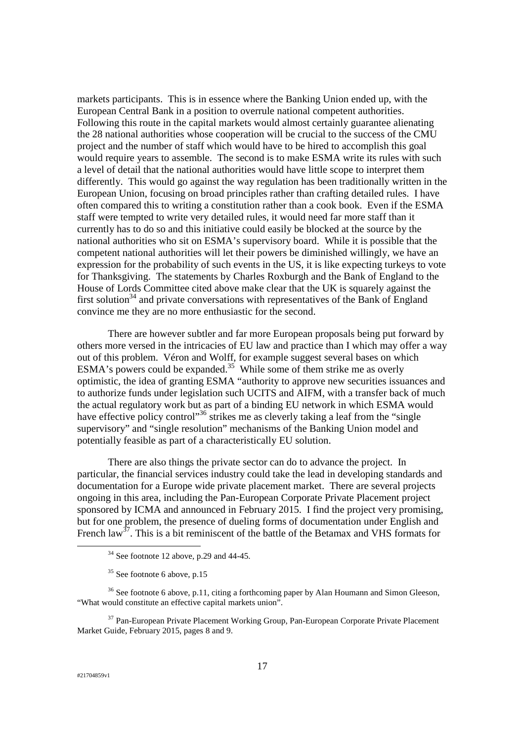markets participants. This is in essence where the Banking Union ended up, with the European Central Bank in a position to overrule national competent authorities. Following this route in the capital markets would almost certainly guarantee alienating the 28 national authorities whose cooperation will be crucial to the success of the CMU project and the number of staff which would have to be hired to accomplish this goal would require years to assemble. The second is to make ESMA write its rules with such a level of detail that the national authorities would have little scope to interpret them differently. This would go against the way regulation has been traditionally written in the European Union, focusing on broad principles rather than crafting detailed rules. I have often compared this to writing a constitution rather than a cook book. Even if the ESMA staff were tempted to write very detailed rules, it would need far more staff than it currently has to do so and this initiative could easily be blocked at the source by the national authorities who sit on ESMA's supervisory board. While it is possible that the competent national authorities will let their powers be diminished willingly, we have an expression for the probability of such events in the US, it is like expecting turkeys to vote for Thanksgiving. The statements by Charles Roxburgh and the Bank of England to the House of Lords Committee cited above make clear that the UK is squarely against the first solution[34] and private conversations with representatives of the Bank of England convince me they are no more enthusiastic for the second.

There are however subtler and far more European proposals being put forward by others more versed in the intricacies of EU law and practice than I which may offer a way out of this problem. Véron and Wolff, for example suggest several bases on which ESMA's powers could be expanded.[35] While some of them strike me as overly optimistic, the idea of granting ESMA "authority to approve new securities issuances and to authorize funds under legislation such UCITS and AIFM, with a transfer back of much the actual regulatory work but as part of a binding EU network in which ESMA would have effective policy control"[36] strikes me as cleverly taking a leaf from the "single supervisory" and "single resolution" mechanisms of the Banking Union model and potentially feasible as part of a characteristically EU solution.

There are also things the private sector can do to advance the project. In particular, the financial services industry could take the lead in developing standards and documentation for a Europe wide private placement market. There are several projects ongoing in this area, including the Pan-European Corporate Private Placement project sponsored by ICMA and announced in February 2015. I find the project very promising, but for one problem, the presence of dueling forms of documentation under English and French law[37]. This is a bit reminiscent of the battle of the Betamax and VHS formats for

---

[34] See footnote 12 above, p.29 and 44-45.

[35] See footnote 6 above, p.15

[36] See footnote 6 above, p.11, citing a forthcoming paper by Alan Houmann and Simon Gleeson, "What would constitute an effective capital markets union".

[37] Pan-European Private Placement Working Group, Pan-European Corporate Private Placement Market Guide, February 2015, pages 8 and 9.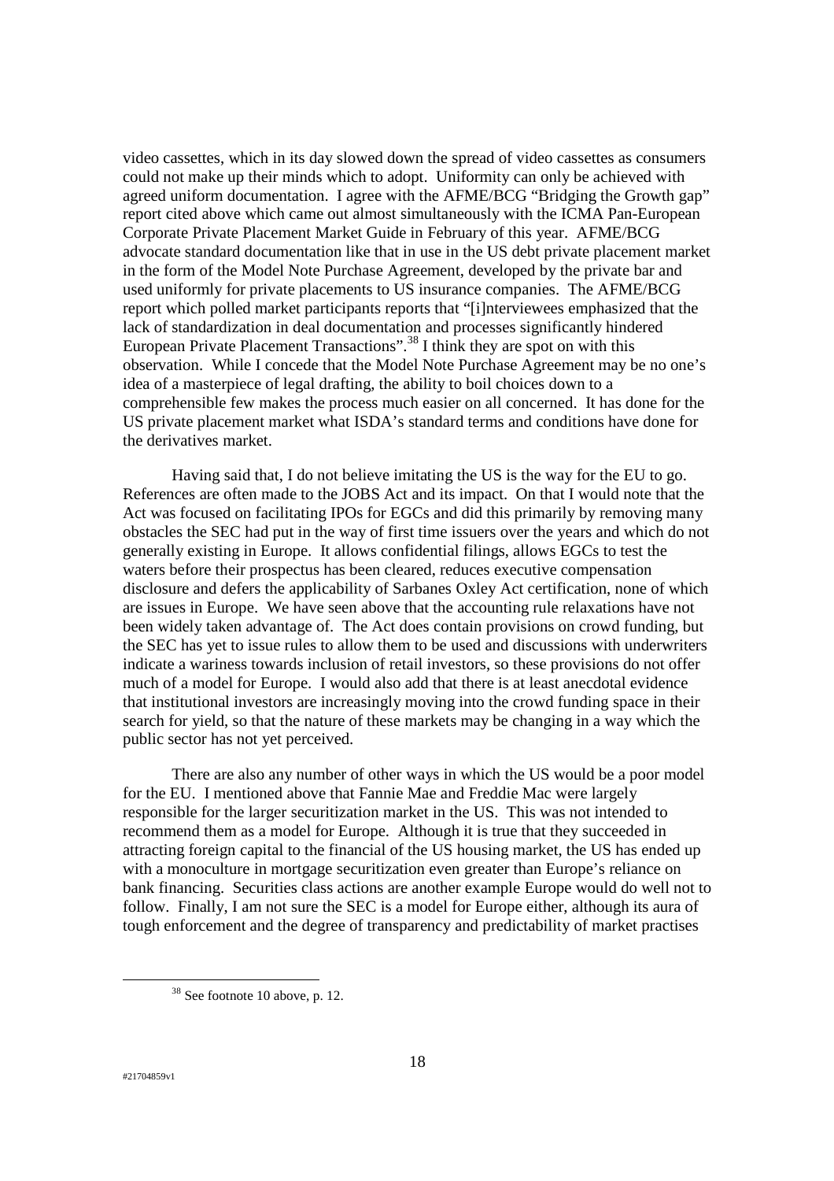video cassettes, which in its day slowed down the spread of video cassettes as consumers could not make up their minds which to adopt. Uniformity can only be achieved with agreed uniform documentation. I agree with the AFME/BCG "Bridging the Growth gap" report cited above which came out almost simultaneously with the ICMA Pan-European Corporate Private Placement Market Guide in February of this year. AFME/BCG advocate standard documentation like that in use in the US debt private placement market in the form of the Model Note Purchase Agreement, developed by the private bar and used uniformly for private placements to US insurance companies. The AFME/BCG report which polled market participants reports that "[i]nterviewees emphasized that the lack of standardization in deal documentation and processes significantly hindered European Private Placement Transactions".[38] I think they are spot on with this observation. While I concede that the Model Note Purchase Agreement may be no one's idea of a masterpiece of legal drafting, the ability to boil choices down to a comprehensible few makes the process much easier on all concerned. It has done for the US private placement market what ISDA's standard terms and conditions have done for the derivatives market.

Having said that, I do not believe imitating the US is the way for the EU to go. References are often made to the JOBS Act and its impact. On that I would note that the Act was focused on facilitating IPOs for EGCs and did this primarily by removing many obstacles the SEC had put in the way of first time issuers over the years and which do not generally existing in Europe. It allows confidential filings, allows EGCs to test the waters before their prospectus has been cleared, reduces executive compensation disclosure and defers the applicability of Sarbanes Oxley Act certification, none of which are issues in Europe. We have seen above that the accounting rule relaxations have not been widely taken advantage of. The Act does contain provisions on crowd funding, but the SEC has yet to issue rules to allow them to be used and discussions with underwriters indicate a wariness towards inclusion of retail investors, so these provisions do not offer much of a model for Europe. I would also add that there is at least anecdotal evidence that institutional investors are increasingly moving into the crowd funding space in their search for yield, so that the nature of these markets may be changing in a way which the public sector has not yet perceived.

There are also any number of other ways in which the US would be a poor model for the EU. I mentioned above that Fannie Mae and Freddie Mac were largely responsible for the larger securitization market in the US. This was not intended to recommend them as a model for Europe. Although it is true that they succeeded in attracting foreign capital to the financial of the US housing market, the US has ended up with a monoculture in mortgage securitization even greater than Europe's reliance on bank financing. Securities class actions are another example Europe would do well not to follow. Finally, I am not sure the SEC is a model for Europe either, although its aura of tough enforcement and the degree of transparency and predictability of market practises

---

[38] See footnote 10 above, p. 12.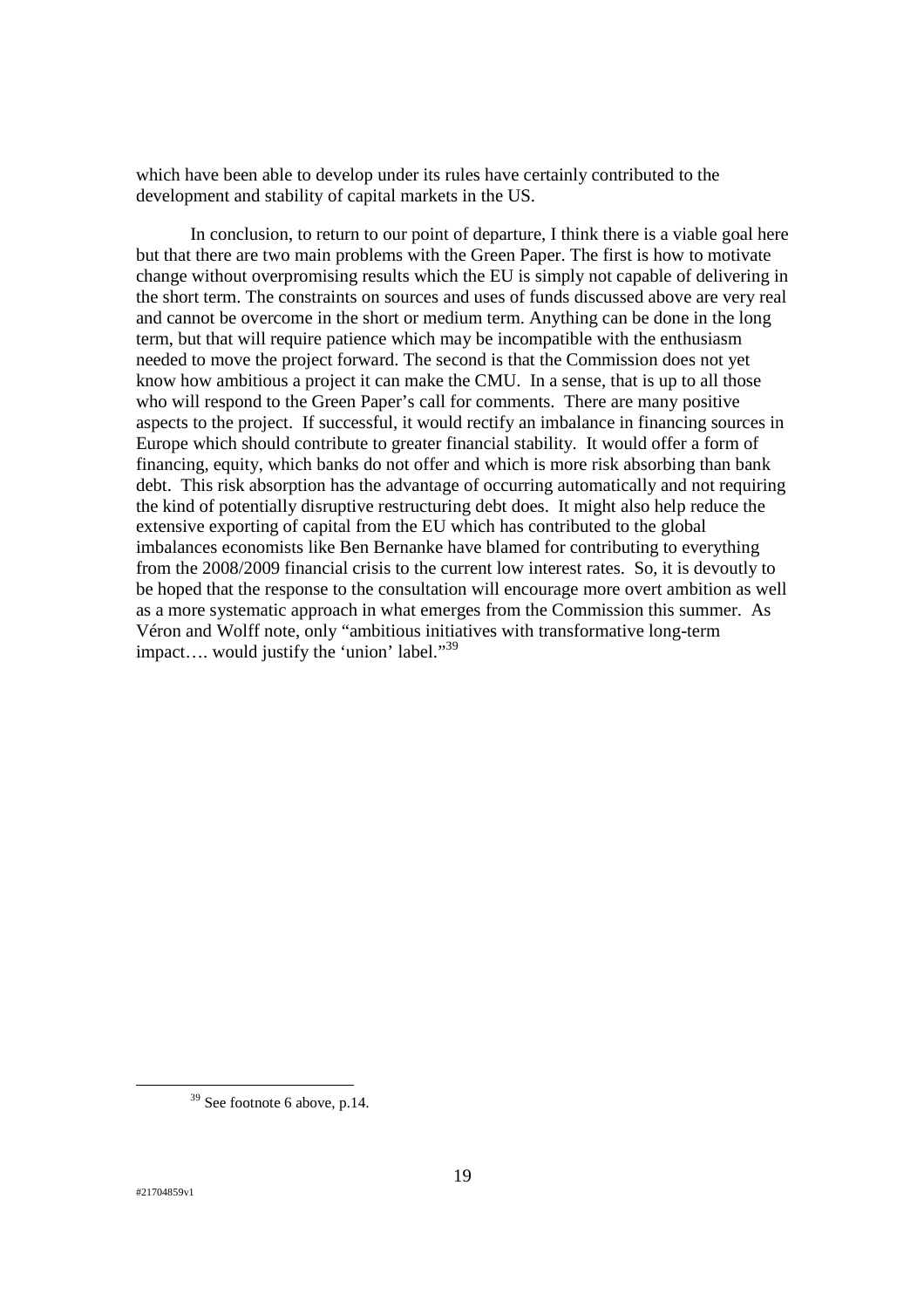which have been able to develop under its rules have certainly contributed to the development and stability of capital markets in the US.

In conclusion, to return to our point of departure, I think there is a viable goal here but that there are two main problems with the Green Paper. The first is how to motivate change without overpromising results which the EU is simply not capable of delivering in the short term. The constraints on sources and uses of funds discussed above are very real and cannot be overcome in the short or medium term. Anything can be done in the long term, but that will require patience which may be incompatible with the enthusiasm needed to move the project forward. The second is that the Commission does not yet know how ambitious a project it can make the CMU. In a sense, that is up to all those who will respond to the Green Paper's call for comments. There are many positive aspects to the project. If successful, it would rectify an imbalance in financing sources in Europe which should contribute to greater financial stability. It would offer a form of financing, equity, which banks do not offer and which is more risk absorbing than bank debt. This risk absorption has the advantage of occurring automatically and not requiring the kind of potentially disruptive restructuring debt does. It might also help reduce the extensive exporting of capital from the EU which has contributed to the global imbalances economists like Ben Bernanke have blamed for contributing to everything from the 2008/2009 financial crisis to the current low interest rates. So, it is devoutly to be hoped that the response to the consultation will encourage more overt ambition as well as a more systematic approach in what emerges from the Commission this summer. As Véron and Wolff note, only "ambitious initiatives with transformative long-term impact…. would justify the 'union' label."[39]

[39] See footnote 6 above, p.14.